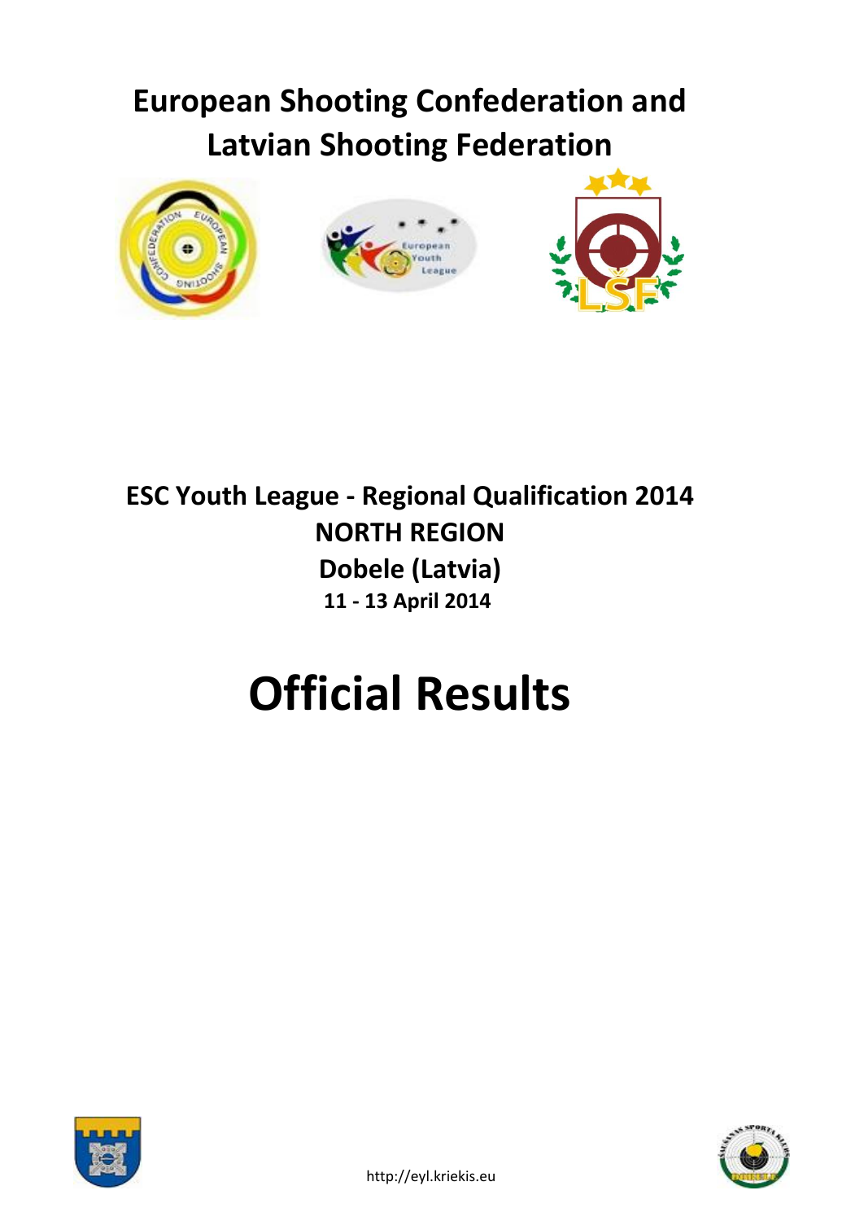# European Shooting Confederation and Latvian Shooting Federation

## ESC Youth League - Regional Qualification 2014

## NORTH REGION

## Dobele (Latvia)

**11 - 13 April 2014**

# Official Results

http://eyl.kriekis.eu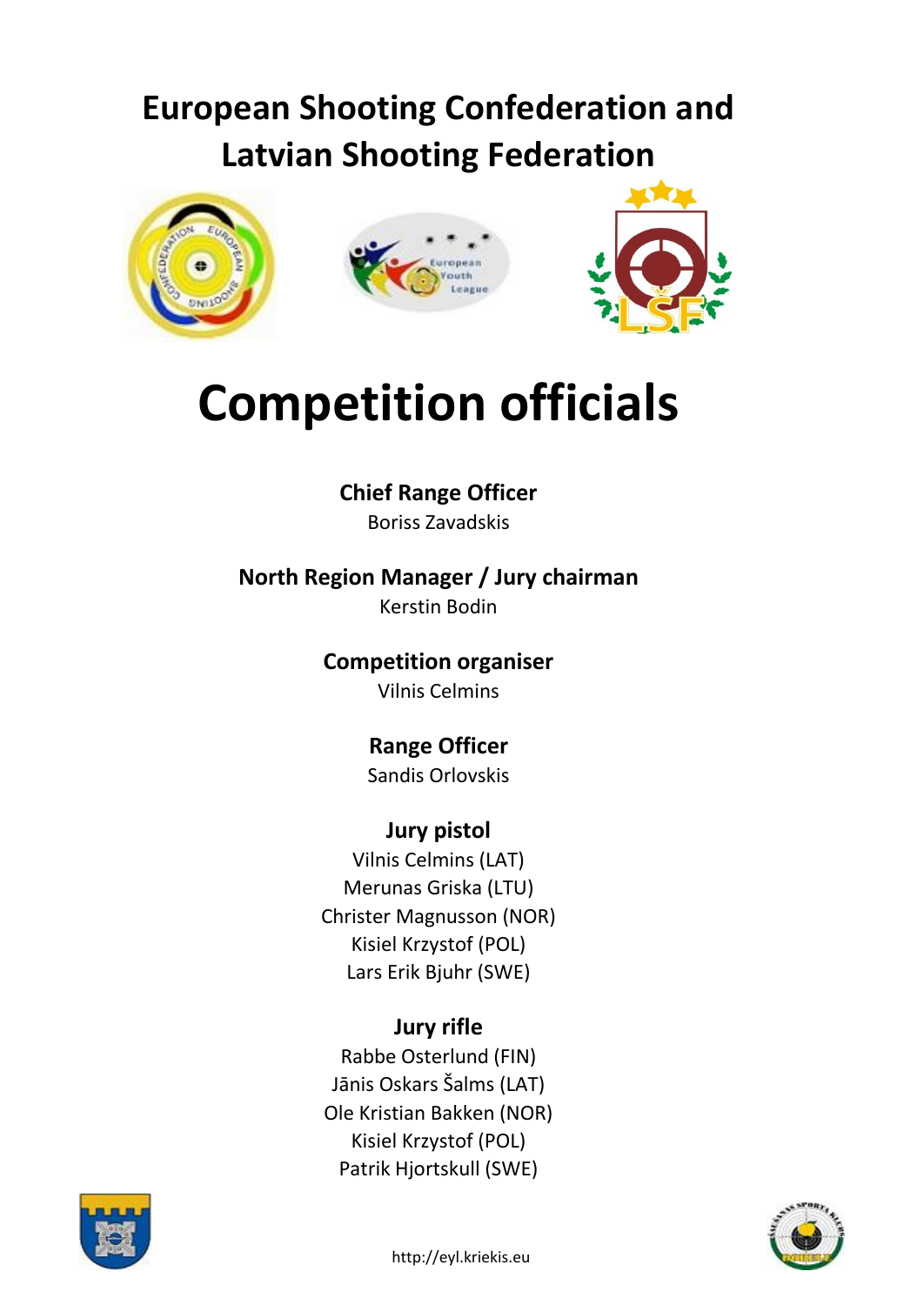# European Shooting Confederation and Latvian Shooting Federation

# Competition officials

### Chief Range Officer

Boriss Zavadskis

### North Region Manager / Jury chairman

Kerstin Bodin

### Competition organiser

Vilnis Celmins

### Range Officer

Sandis Orlovskis

### Jury pistol

Vilnis Celmins (LAT)
Merunas Griska (LTU)
Christer Magnusson (NOR)
Kisiel Krzystof (POL)
Lars Erik Bjuhr (SWE)

### Jury rifle

Rabbe Osterlund (FIN)
Jānis Oskars Šalms (LAT)
Ole Kristian Bakken (NOR)
Kisiel Krzystof (POL)
Patrik Hjortskull (SWE)

http://eyl.kriekis.eu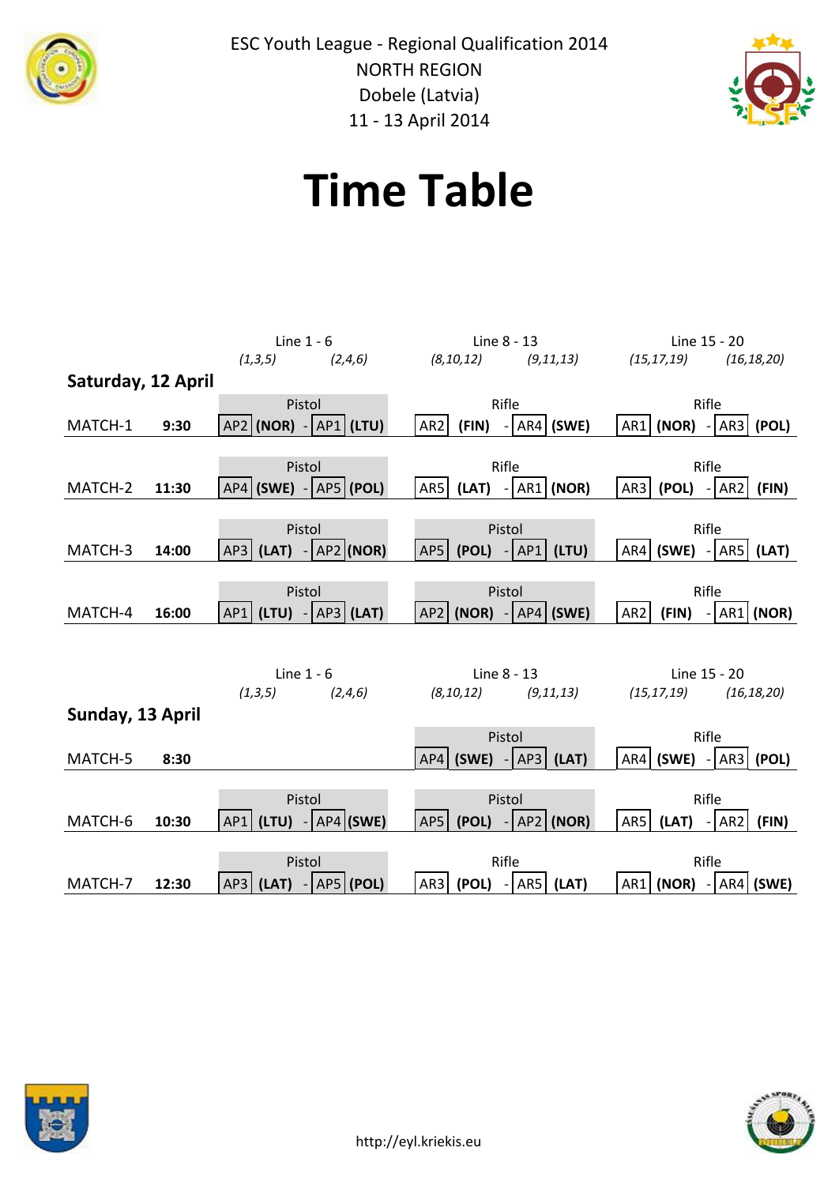ESC Youth League - Regional Qualification 2014

NORTH REGION

Dobele (Latvia)

11 - 13 April 2014

# Time Table

## Saturday, 12 April

| | | Line 1 - 6 (1,3,5) - (2,4,6) | Line 8 - 13 (8,10,12) - (9,11,13) | Line 15 - 20 (15,17,19) - (16,18,20) |
|---|---|---|---|---|
| MATCH-1 | **9:30** | Pistol: AP2 **(NOR)** - AP1 **(LTU)** | Rifle: AR2 **(FIN)** - AR4 **(SWE)** | Rifle: AR1 **(NOR)** - AR3 **(POL)** |
| MATCH-2 | **11:30** | Pistol: AP4 **(SWE)** - AP5 **(POL)** | Rifle: AR5 **(LAT)** - AR1 **(NOR)** | Rifle: AR3 **(POL)** - AR2 **(FIN)** |
| MATCH-3 | **14:00** | Pistol: AP3 **(LAT)** - AP2 **(NOR)** | Pistol: AP5 **(POL)** - AP1 **(LTU)** | Rifle: AR4 **(SWE)** - AR5 **(LAT)** |
| MATCH-4 | **16:00** | Pistol: AP1 **(LTU)** - AP3 **(LAT)** | Pistol: AP2 **(NOR)** - AP4 **(SWE)** | Rifle: AR2 **(FIN)** - AR1 **(NOR)** |

## Sunday, 13 April

| | | Line 1 - 6 (1,3,5) - (2,4,6) | Line 8 - 13 (8,10,12) - (9,11,13) | Line 15 - 20 (15,17,19) - (16,18,20) |
|---|---|---|---|---|
| MATCH-5 | **8:30** | | Pistol: AP4 **(SWE)** - AP3 **(LAT)** | Rifle: AR4 **(SWE)** - AR3 **(POL)** |
| MATCH-6 | **10:30** | Pistol: AP1 **(LTU)** - AP4 **(SWE)** | Pistol: AP5 **(POL)** - AP2 **(NOR)** | Rifle: AR5 **(LAT)** - AR2 **(FIN)** |
| MATCH-7 | **12:30** | Pistol: AP3 **(LAT)** - AP5 **(POL)** | Rifle: AR3 **(POL)** - AR5 **(LAT)** | Rifle: AR1 **(NOR)** - AR4 **(SWE)** |

http://eyl.kriekis.eu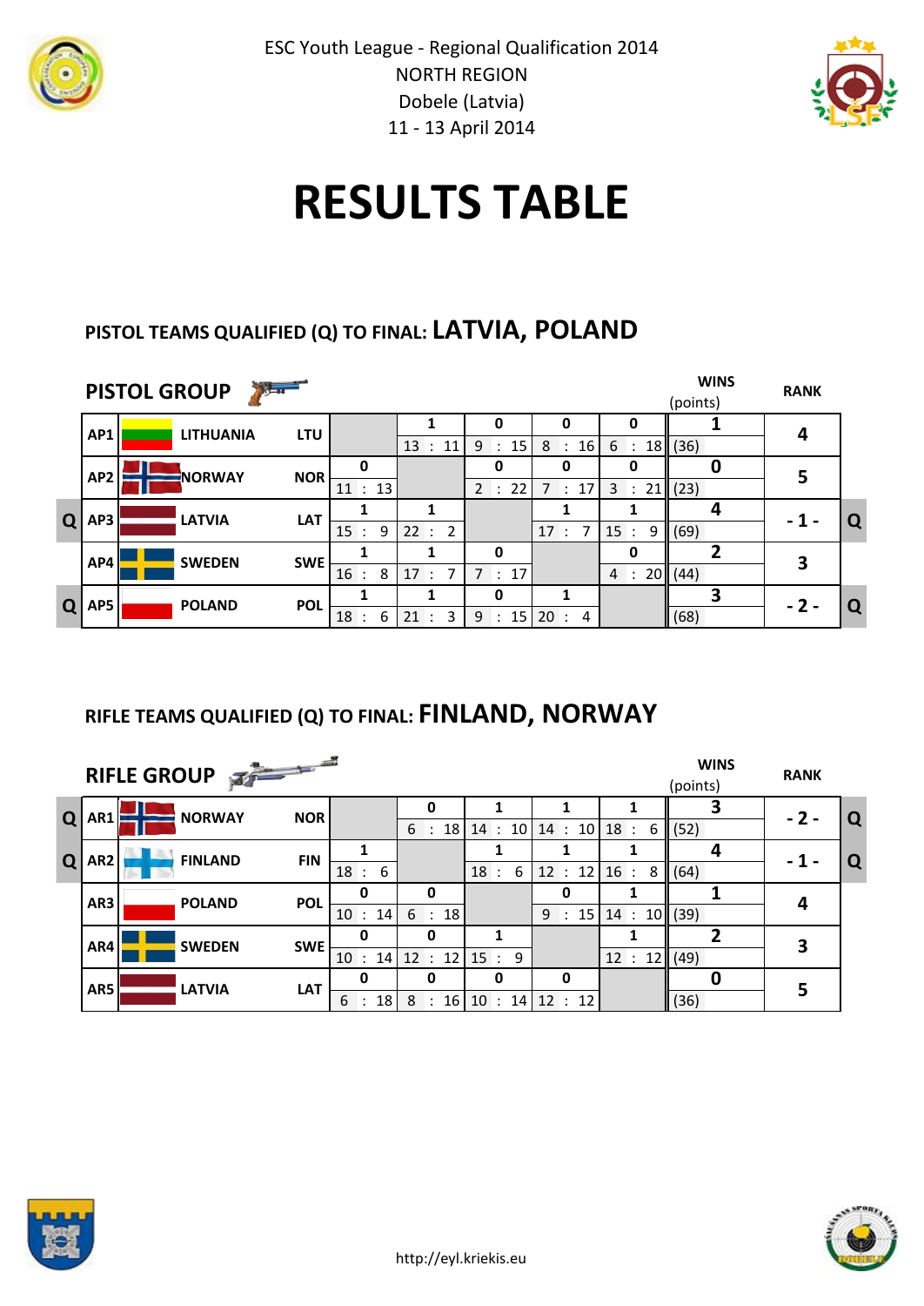ESC Youth League - Regional Qualification 2014
NORTH REGION
Dobele (Latvia)
11 - 13 April 2014

# RESULTS TABLE

## PISTOL TEAMS QUALIFIED (Q) TO FINAL: LATVIA, POLAND

### PISTOL GROUP

| | | | | AP1 | AP2 | AP3 | AP4 | AP5 | WINS (points) | RANK | |
|---|---|---|---|---|---|---|---|---|---|---|---|
| | AP1 | LITHUANIA | LTU | | 1<br>13 : 11 | 0<br>9 : 15 | 0<br>8 : 16 | 0<br>6 : 18 | 1<br>(36) | 4 | |
| | AP2 | NORWAY | NOR | 0<br>11 : 13 | | 0<br>2 : 22 | 0<br>7 : 17 | 0<br>3 : 21 | 0<br>(23) | 5 | |
| Q | AP3 | LATVIA | LAT | 1<br>15 : 9 | 1<br>22 : 2 | | 1<br>17 : 7 | 1<br>15 : 9 | 4<br>(69) | - 1 - | Q |
| | AP4 | SWEDEN | SWE | 1<br>16 : 8 | 1<br>17 : 7 | 0<br>7 : 17 | | 0<br>4 : 20 | 2<br>(44) | 3 | |
| Q | AP5 | POLAND | POL | 1<br>18 : 6 | 1<br>21 : 3 | 0<br>9 : 15 | 1<br>20 : 4 | | 3<br>(68) | - 2 - | Q |

## RIFLE TEAMS QUALIFIED (Q) TO FINAL: FINLAND, NORWAY

### RIFLE GROUP

| | | | | AR1 | AR2 | AR3 | AR4 | AR5 | WINS (points) | RANK | |
|---|---|---|---|---|---|---|---|---|---|---|---|
| Q | AR1 | NORWAY | NOR | | 0<br>6 : 18 | 1<br>14 : 10 | 1<br>14 : 10 | 1<br>18 : 6 | 3<br>(52) | - 2 - | Q |
| Q | AR2 | FINLAND | FIN | 1<br>18 : 6 | | 1<br>18 : 6 | 1<br>12 : 12 | 1<br>16 : 8 | 4<br>(64) | - 1 - | Q |
| | AR3 | POLAND | POL | 0<br>10 : 14 | 0<br>6 : 18 | | 0<br>9 : 15 | 1<br>14 : 10 | 1<br>(39) | 4 | |
| | AR4 | SWEDEN | SWE | 0<br>10 : 14 | 0<br>12 : 12 | 1<br>15 : 9 | | 1<br>12 : 12 | 2<br>(49) | 3 | |
| | AR5 | LATVIA | LAT | 0<br>6 : 18 | 0<br>8 : 16 | 0<br>10 : 14 | 0<br>12 : 12 | | 0<br>(36) | 5 | |

http://eyl.kriekis.eu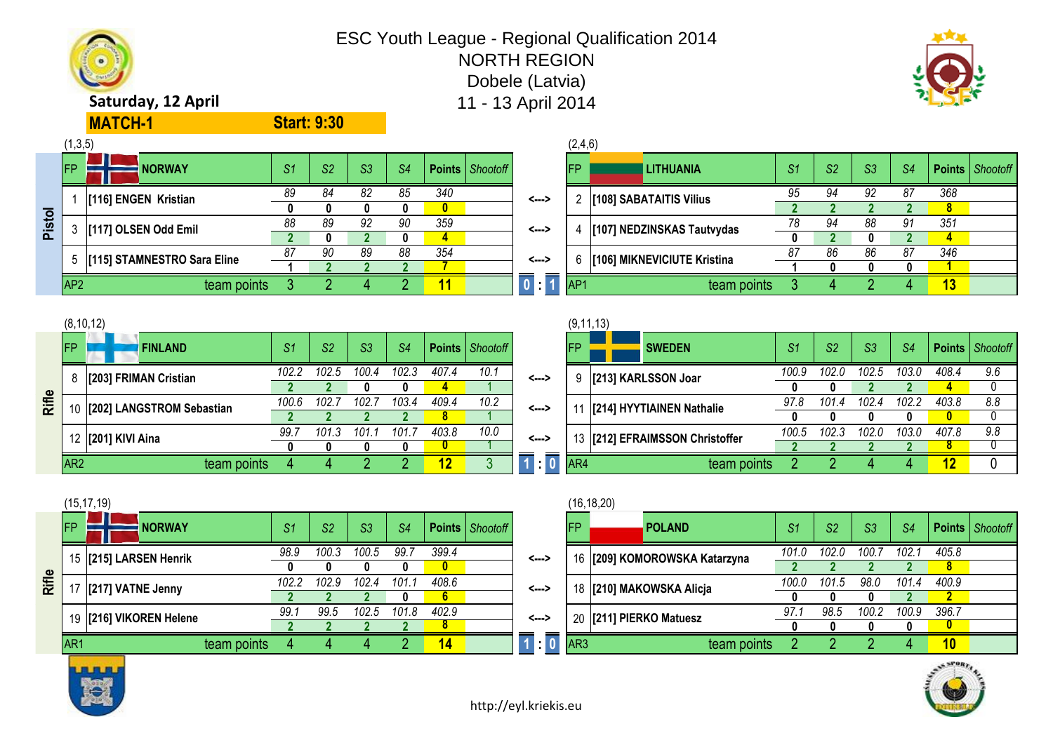# ESC Youth League - Regional Qualification 2014

## NORTH REGION

## Dobele (Latvia)

## 11 - 13 April 2014

**Saturday, 12 April**

**MATCH-1** **Start: 9:30**

### Pistol

(1,3,5)

| FP | NORWAY | S1 | S2 | S3 | S4 | Points | Shootoff |
|---|---|---|---|---|---|---|---|
| 1 | [116] ENGEN Kristian | 89 | 84 | 82 | 85 | 340 | |
| | | 0 | 0 | 0 | 0 | 0 | |
| 3 | [117] OLSEN Odd Emil | 88 | 89 | 92 | 90 | 359 | |
| | | 2 | 0 | 2 | 0 | 4 | |
| 5 | [115] STAMNESTRO Sara Eline | 87 | 90 | 89 | 88 | 354 | |
| | | 1 | 2 | 2 | 2 | 7 | |
| AP2 | team points | 3 | 2 | 4 | 2 | 11 | |

**0 : 1**

(2,4,6)

| FP | LITHUANIA | S1 | S2 | S3 | S4 | Points | Shootoff |
|---|---|---|---|---|---|---|---|
| 2 | [108] SABATAITIS Vilius | 95 | 94 | 92 | 87 | 368 | |
| | | 2 | 2 | 2 | 2 | 8 | |
| 4 | [107] NEDZINSKAS Tautvydas | 78 | 94 | 88 | 91 | 351 | |
| | | 0 | 2 | 0 | 2 | 4 | |
| 6 | [106] MIKNEVICIUTE Kristina | 87 | 86 | 86 | 87 | 346 | |
| | | 1 | 0 | 0 | 0 | 1 | |
| AP1 | team points | 3 | 4 | 2 | 4 | 13 | |

### Rifle

(8,10,12)

| FP | FINLAND | S1 | S2 | S3 | S4 | Points | Shootoff |
|---|---|---|---|---|---|---|---|
| 8 | [203] FRIMAN Cristian | 102.2 | 102.5 | 100.4 | 102.3 | 407.4 | 10.1 |
| | | 2 | 2 | 0 | 0 | 4 | 1 |
| 10 | [202] LANGSTROM Sebastian | 100.6 | 102.7 | 102.7 | 103.4 | 409.4 | 10.2 |
| | | 2 | 2 | 2 | 2 | 8 | 1 |
| 12 | [201] KIVI Aina | 99.7 | 101.3 | 101.1 | 101.7 | 403.8 | 10.0 |
| | | 0 | 0 | 0 | 0 | 0 | 1 |
| AR2 | team points | 4 | 4 | 2 | 2 | 12 | 3 |

**1 : 0**

(9,11,13)

| FP | SWEDEN | S1 | S2 | S3 | S4 | Points | Shootoff |
|---|---|---|---|---|---|---|---|
| 9 | [213] KARLSSON Joar | 100.9 | 102.0 | 102.5 | 103.0 | 408.4 | 9.6 |
| | | 0 | 0 | 2 | 2 | 4 | 0 |
| 11 | [214] HYYTIAINEN Nathalie | 97.8 | 101.4 | 102.4 | 102.2 | 403.8 | 8.8 |
| | | 0 | 0 | 0 | 0 | 0 | 0 |
| 13 | [212] EFRAIMSSON Christoffer | 100.5 | 102.3 | 102.0 | 103.0 | 407.8 | 9.8 |
| | | 2 | 2 | 2 | 2 | 8 | 0 |
| AR4 | team points | 2 | 2 | 4 | 4 | 12 | 0 |

### Rifle

(15,17,19)

| FP | NORWAY | S1 | S2 | S3 | S4 | Points | Shootoff |
|---|---|---|---|---|---|---|---|
| 15 | [215] LARSEN Henrik | 98.9 | 100.3 | 100.5 | 99.7 | 399.4 | |
| | | 0 | 0 | 0 | 0 | 0 | |
| 17 | [217] VATNE Jenny | 102.2 | 102.9 | 102.4 | 101.1 | 408.6 | |
| | | 2 | 2 | 2 | 0 | 6 | |
| 19 | [216] VIKOREN Helene | 99.1 | 99.5 | 102.5 | 101.8 | 402.9 | |
| | | 2 | 2 | 2 | 2 | 8 | |
| AR1 | team points | 4 | 4 | 4 | 2 | 14 | |

**1 : 0**

(16,18,20)

| FP | POLAND | S1 | S2 | S3 | S4 | Points | Shootoff |
|---|---|---|---|---|---|---|---|
| 16 | [209] KOMOROWSKA Katarzyna | 101.0 | 102.0 | 100.7 | 102.1 | 405.8 | |
| | | 2 | 2 | 2 | 2 | 8 | |
| 18 | [210] MAKOWSKA Alicja | 100.0 | 101.5 | 98.0 | 101.4 | 400.9 | |
| | | 0 | 0 | 0 | 2 | 2 | |
| 20 | [211] PIERKO Matuesz | 97.1 | 98.5 | 100.2 | 100.9 | 396.7 | |
| | | 0 | 0 | 0 | 0 | 0 | |
| AR3 | team points | 2 | 2 | 2 | 4 | 10 | |

http://eyl.kriekis.eu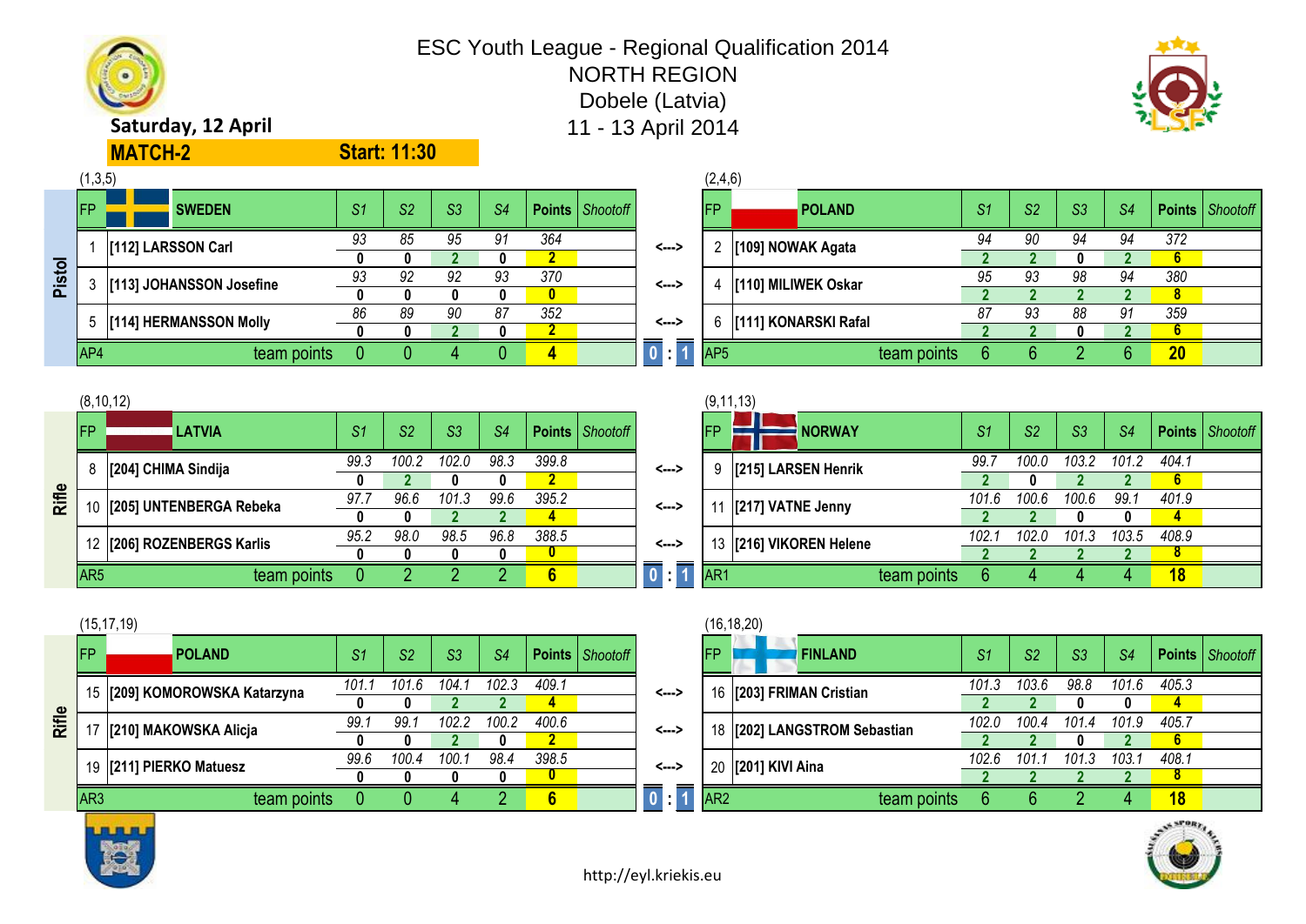# ESC Youth League - Regional Qualification 2014

## NORTH REGION

Dobele (Latvia)

11 - 13 April 2014

**Saturday, 12 April**

**MATCH-2** **Start: 11:30**

### Pistol

(1,3,5)

| FP | SWEDEN | S1 | S2 | S3 | S4 | Points | Shootoff |
|---|---|---|---|---|---|---|---|
| 1 | [112] LARSSON Carl | 93 | 85 | 95 | 91 | 364 | |
| | | 0 | 0 | 2 | 0 | 2 | |
| 3 | [113] JOHANSSON Josefine | 93 | 92 | 92 | 93 | 370 | |
| | | 0 | 0 | 0 | 0 | 0 | |
| 5 | [114] HERMANSSON Molly | 86 | 89 | 90 | 87 | 352 | |
| | | 0 | 0 | 2 | 0 | 2 | |
| AP4 | team points | 0 | 0 | 4 | 0 | 4 | |

0 : 1

(2,4,6)

| FP | POLAND | S1 | S2 | S3 | S4 | Points | Shootoff |
|---|---|---|---|---|---|---|---|
| 2 | [109] NOWAK Agata | 94 | 90 | 94 | 94 | 372 | |
| | | 2 | 2 | 0 | 2 | 6 | |
| 4 | [110] MILIWEK Oskar | 95 | 93 | 98 | 94 | 380 | |
| | | 2 | 2 | 2 | 2 | 8 | |
| 6 | [111] KONARSKI Rafal | 87 | 93 | 88 | 91 | 359 | |
| | | 2 | 2 | 0 | 2 | 6 | |
| AP5 | team points | 6 | 6 | 2 | 6 | 20 | |

### Rifle

(8,10,12)

| FP | LATVIA | S1 | S2 | S3 | S4 | Points | Shootoff |
|---|---|---|---|---|---|---|---|
| 8 | [204] CHIMA Sindija | 99.3 | 100.2 | 102.0 | 98.3 | 399.8 | |
| | | 0 | 2 | 0 | 0 | 2 | |
| 10 | [205] UNTENBERGA Rebeka | 97.7 | 96.6 | 101.3 | 99.6 | 395.2 | |
| | | 0 | 0 | 2 | 2 | 4 | |
| 12 | [206] ROZENBERGS Karlis | 95.2 | 98.0 | 98.5 | 96.8 | 388.5 | |
| | | 0 | 0 | 0 | 0 | 0 | |
| AR5 | team points | 0 | 2 | 2 | 2 | 6 | |

0 : 1

(9,11,13)

| FP | NORWAY | S1 | S2 | S3 | S4 | Points | Shootoff |
|---|---|---|---|---|---|---|---|
| 9 | [215] LARSEN Henrik | 99.7 | 100.0 | 103.2 | 101.2 | 404.1 | |
| | | 2 | 0 | 2 | 2 | 6 | |
| 11 | [217] VATNE Jenny | 101.6 | 100.6 | 100.6 | 99.1 | 401.9 | |
| | | 2 | 2 | 0 | 0 | 4 | |
| 13 | [216] VIKOREN Helene | 102.1 | 102.0 | 101.3 | 103.5 | 408.9 | |
| | | 2 | 2 | 2 | 2 | 8 | |
| AR1 | team points | 6 | 4 | 4 | 4 | 18 | |

### Rifle

(15,17,19)

| FP | POLAND | S1 | S2 | S3 | S4 | Points | Shootoff |
|---|---|---|---|---|---|---|---|
| 15 | [209] KOMOROWSKA Katarzyna | 101.1 | 101.6 | 104.1 | 102.3 | 409.1 | |
| | | 0 | 0 | 2 | 2 | 4 | |
| 17 | [210] MAKOWSKA Alicja | 99.1 | 99.1 | 102.2 | 100.2 | 400.6 | |
| | | 0 | 0 | 2 | 0 | 2 | |
| 19 | [211] PIERKO Matuesz | 99.6 | 100.4 | 100.1 | 98.4 | 398.5 | |
| | | 0 | 0 | 0 | 0 | 0 | |
| AR3 | team points | 0 | 0 | 4 | 2 | 6 | |

0 : 1

(16,18,20)

| FP | FINLAND | S1 | S2 | S3 | S4 | Points | Shootoff |
|---|---|---|---|---|---|---|---|
| 16 | [203] FRIMAN Cristian | 101.3 | 103.6 | 98.8 | 101.6 | 405.3 | |
| | | 2 | 2 | 0 | 0 | 4 | |
| 18 | [202] LANGSTROM Sebastian | 102.0 | 100.4 | 101.4 | 101.9 | 405.7 | |
| | | 2 | 2 | 0 | 2 | 6 | |
| 20 | [201] KIVI Aina | 102.6 | 101.1 | 101.3 | 103.1 | 408.1 | |
| | | 2 | 2 | 2 | 2 | 8 | |
| AR2 | team points | 6 | 6 | 2 | 4 | 18 | |

http://eyl.kriekis.eu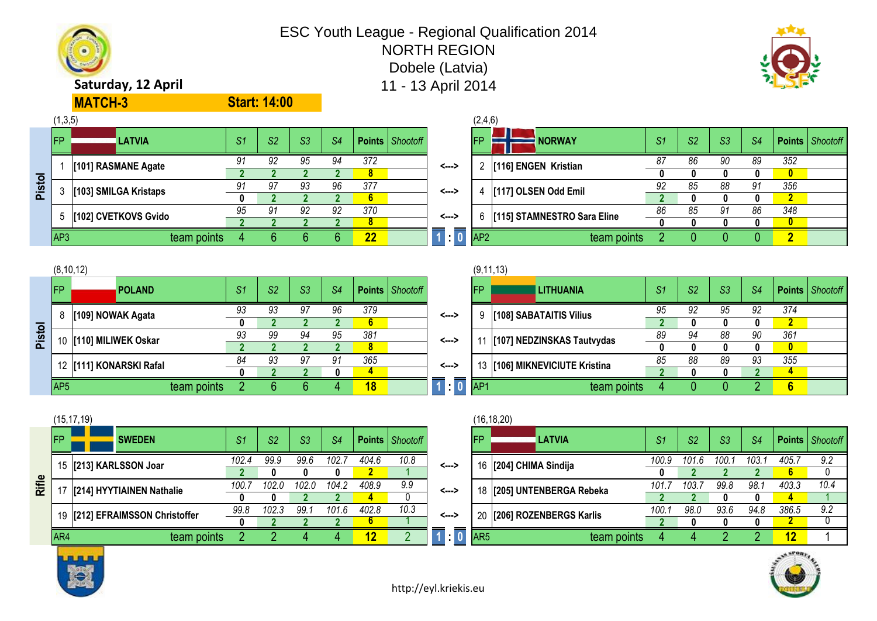# ESC Youth League - Regional Qualification 2014

## NORTH REGION

Dobele (Latvia)

11 - 13 April 2014

**Saturday, 12 April**

**MATCH-3** **Start: 14:00**

### Pistol

(1,3,5)

| FP | LATVIA | S1 | S2 | S3 | S4 | Points | Shootoff |
|---|---|---|---|---|---|---|---|
| 1 | [101] RASMANE Agate | 91 | 92 | 95 | 94 | 372 | |
| | | 2 | 2 | 2 | 2 | 8 | |
| 3 | [103] SMILGA Kristaps | 91 | 97 | 93 | 96 | 377 | |
| | | 0 | 2 | 2 | 2 | 6 | |
| 5 | [102] CVETKOVS Gvido | 95 | 91 | 92 | 92 | 370 | |
| | | 2 | 2 | 2 | 2 | 8 | |
| AP3 | team points | 4 | 6 | 6 | 6 | 22 | |

**1 : 0**

(2,4,6)

| FP | NORWAY | S1 | S2 | S3 | S4 | Points | Shootoff |
|---|---|---|---|---|---|---|---|
| 2 | [116] ENGEN Kristian | 87 | 86 | 90 | 89 | 352 | |
| | | 0 | 0 | 0 | 0 | 0 | |
| 4 | [117] OLSEN Odd Emil | 92 | 85 | 88 | 91 | 356 | |
| | | 2 | 0 | 0 | 0 | 2 | |
| 6 | [115] STAMNESTRO Sara Eline | 86 | 85 | 91 | 86 | 348 | |
| | | 0 | 0 | 0 | 0 | 0 | |
| AP2 | team points | 2 | 0 | 0 | 0 | 2 | |

### Pistol

(8,10,12)

| FP | POLAND | S1 | S2 | S3 | S4 | Points | Shootoff |
|---|---|---|---|---|---|---|---|
| 8 | [109] NOWAK Agata | 93 | 93 | 97 | 96 | 379 | |
| | | 0 | 2 | 2 | 2 | 6 | |
| 10 | [110] MILIWEK Oskar | 93 | 99 | 94 | 95 | 381 | |
| | | 2 | 2 | 2 | 2 | 8 | |
| 12 | [111] KONARSKI Rafal | 84 | 93 | 97 | 91 | 365 | |
| | | 0 | 2 | 2 | 0 | 4 | |
| AP5 | team points | 2 | 6 | 6 | 4 | 18 | |

**1 : 0**

(9,11,13)

| FP | LITHUANIA | S1 | S2 | S3 | S4 | Points | Shootoff |
|---|---|---|---|---|---|---|---|
| 9 | [108] SABATAITIS Vilius | 95 | 92 | 95 | 92 | 374 | |
| | | 2 | 0 | 0 | 0 | 2 | |
| 11 | [107] NEDZINSKAS Tautvydas | 89 | 94 | 88 | 90 | 361 | |
| | | 0 | 0 | 0 | 0 | 0 | |
| 13 | [106] MIKNEVICIUTE Kristina | 85 | 88 | 89 | 93 | 355 | |
| | | 2 | 0 | 0 | 2 | 4 | |
| AP1 | team points | 4 | 0 | 0 | 2 | 6 | |

### Rifle

(15,17,19)

| FP | SWEDEN | S1 | S2 | S3 | S4 | Points | Shootoff |
|---|---|---|---|---|---|---|---|
| 15 | [213] KARLSSON Joar | 102.4 | 99.9 | 99.6 | 102.7 | 404.6 | 10.8 |
| | | 2 | 0 | 0 | 0 | 2 | 1 |
| 17 | [214] HYYTIAINEN Nathalie | 100.7 | 102.0 | 102.0 | 104.2 | 408.9 | 9.9 |
| | | 0 | 0 | 2 | 2 | 4 | 0 |
| 19 | [212] EFRAIMSSON Christoffer | 99.8 | 102.3 | 99.1 | 101.6 | 402.8 | 10.3 |
| | | 0 | 2 | 2 | 2 | 6 | 1 |
| AR4 | team points | 2 | 2 | 4 | 4 | 12 | 2 |

**1 : 0**

(16,18,20)

| FP | LATVIA | S1 | S2 | S3 | S4 | Points | Shootoff |
|---|---|---|---|---|---|---|---|
| 16 | [204] CHIMA Sindija | 100.9 | 101.6 | 100.1 | 103.1 | 405.7 | 9.2 |
| | | 0 | 2 | 2 | 2 | 6 | 0 |
| 18 | [205] UNTENBERGA Rebeka | 101.7 | 103.7 | 99.8 | 98.1 | 403.3 | 10.4 |
| | | 2 | 2 | 0 | 0 | 4 | 1 |
| 20 | [206] ROZENBERGS Karlis | 100.1 | 98.0 | 93.6 | 94.8 | 386.5 | 9.2 |
| | | 2 | 0 | 0 | 0 | 2 | 0 |
| AR5 | team points | 4 | 4 | 2 | 2 | 12 | 1 |

http://eyl.kriekis.eu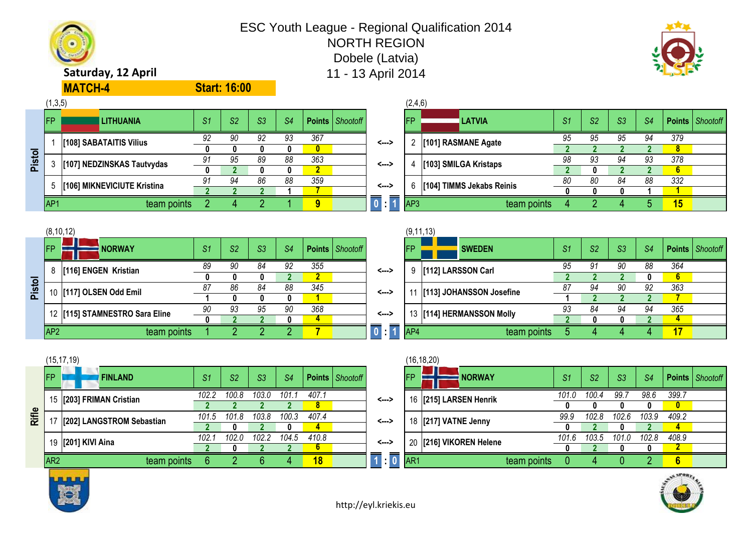# ESC Youth League - Regional Qualification 2014
## NORTH REGION
## Dobele (Latvia)
## 11 - 13 April 2014

**Saturday, 12 April**

**MATCH-4** **Start: 16:00**

### Pistol

(1,3,5) LITHUANIA vs (2,4,6) LATVIA

| FP | LITHUANIA | S1 | S2 | S3 | S4 | Points | Shootoff | | FP | LATVIA | S1 | S2 | S3 | S4 | Points | Shootoff |
|---|---|---|---|---|---|---|---|---|---|---|---|---|---|---|---|---|
| 1 | [108] SABATAITIS Vilius | 92 | 90 | 92 | 93 | 367 | | <---> | 2 | [101] RASMANE Agate | 95 | 95 | 95 | 94 | 379 | |
| | | 0 | 0 | 0 | 0 | 0 | | | | | 2 | 2 | 2 | 2 | 8 | |
| 3 | [107] NEDZINSKAS Tautvydas | 91 | 95 | 89 | 88 | 363 | | <---> | 4 | [103] SMILGA Kristaps | 98 | 93 | 94 | 93 | 378 | |
| | | 0 | 2 | 0 | 0 | 2 | | | | | 2 | 0 | 2 | 2 | 6 | |
| 5 | [106] MIKNEVICIUTE Kristina | 91 | 94 | 86 | 88 | 359 | | <---> | 6 | [104] TIMMS Jekabs Reinis | 80 | 80 | 84 | 88 | 332 | |
| | | 2 | 2 | 2 | 1 | 7 | | | | | 0 | 0 | 0 | 1 | 1 | |
| AP1 | team points | 2 | 4 | 2 | 1 | 9 | | 0 : 1 | AP3 | team points | 4 | 2 | 4 | 5 | 15 | |

### Pistol

(8,10,12) NORWAY vs (9,11,13) SWEDEN

| FP | NORWAY | S1 | S2 | S3 | S4 | Points | Shootoff | | FP | SWEDEN | S1 | S2 | S3 | S4 | Points | Shootoff |
|---|---|---|---|---|---|---|---|---|---|---|---|---|---|---|---|---|
| 8 | [116] ENGEN Kristian | 89 | 90 | 84 | 92 | 355 | | <---> | 9 | [112] LARSSON Carl | 95 | 91 | 90 | 88 | 364 | |
| | | 0 | 0 | 0 | 2 | 2 | | | | | 2 | 2 | 2 | 0 | 6 | |
| 10 | [117] OLSEN Odd Emil | 87 | 86 | 84 | 88 | 345 | | <---> | 11 | [113] JOHANSSON Josefine | 87 | 94 | 90 | 92 | 363 | |
| | | 1 | 0 | 0 | 0 | 1 | | | | | 1 | 2 | 2 | 2 | 7 | |
| 12 | [115] STAMNESTRO Sara Eline | 90 | 93 | 95 | 90 | 368 | | <---> | 13 | [114] HERMANSSON Molly | 93 | 84 | 94 | 94 | 365 | |
| | | 0 | 2 | 2 | 0 | 4 | | | | | 2 | 0 | 0 | 2 | 4 | |
| AP2 | team points | 1 | 2 | 2 | 2 | 7 | | 0 : 1 | AP4 | team points | 5 | 4 | 4 | 4 | 17 | |

### Rifle

(15,17,19) FINLAND vs (16,18,20) NORWAY

| FP | FINLAND | S1 | S2 | S3 | S4 | Points | Shootoff | | FP | NORWAY | S1 | S2 | S3 | S4 | Points | Shootoff |
|---|---|---|---|---|---|---|---|---|---|---|---|---|---|---|---|---|
| 15 | [203] FRIMAN Cristian | 102.2 | 100.8 | 103.0 | 101.1 | 407.1 | | <---> | 16 | [215] LARSEN Henrik | 101.0 | 100.4 | 99.7 | 98.6 | 399.7 | |
| | | 2 | 2 | 2 | 2 | 8 | | | | | 0 | 0 | 0 | 0 | 0 | |
| 17 | [202] LANGSTROM Sebastian | 101.5 | 101.8 | 103.8 | 100.3 | 407.4 | | <---> | 18 | [217] VATNE Jenny | 99.9 | 102.8 | 102.6 | 103.9 | 409.2 | |
| | | 2 | 0 | 2 | 0 | 4 | | | | | 0 | 2 | 0 | 2 | 4 | |
| 19 | [201] KIVI Aina | 102.1 | 102.0 | 102.2 | 104.5 | 410.8 | | <---> | 20 | [216] VIKOREN Helene | 101.6 | 103.5 | 101.0 | 102.8 | 408.9 | |
| | | 2 | 0 | 2 | 2 | 6 | | | | | 0 | 2 | 0 | 0 | 2 | |
| AR2 | team points | 6 | 2 | 6 | 4 | 18 | | 1 : 0 | AR1 | team points | 0 | 4 | 0 | 2 | 6 | |

http://eyl.kriekis.eu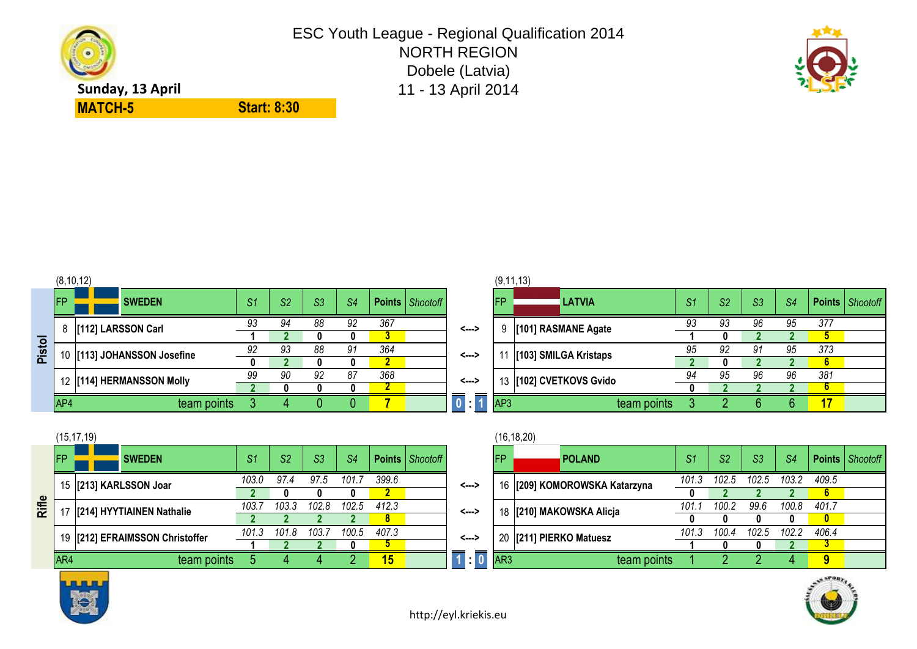# ESC Youth League - Regional Qualification 2014

NORTH REGION

Dobele (Latvia)

11 - 13 April 2014

**Sunday, 13 April**

**MATCH-5** **Start: 8:30**

## Pistol

(8,10,12) — (9,11,13)

| FP | SWEDEN | S1 | S2 | S3 | S4 | Points | Shootoff | | FP | LATVIA | S1 | S2 | S3 | S4 | Points | Shootoff |
|---|---|---|---|---|---|---|---|---|---|---|---|---|---|---|---|---|
| 8 | [112] LARSSON Carl | 93 | 94 | 88 | 92 | 367 | | <---> | 9 | [101] RASMANE Agate | 93 | 93 | 96 | 95 | 377 | |
| | | 1 | 2 | 0 | 0 | 3 | | | | | 1 | 0 | 2 | 2 | 5 | |
| 10 | [113] JOHANSSON Josefine | 92 | 93 | 88 | 91 | 364 | | <---> | 11 | [103] SMILGA Kristaps | 95 | 92 | 91 | 95 | 373 | |
| | | 0 | 2 | 0 | 0 | 2 | | | | | 2 | 0 | 2 | 2 | 6 | |
| 12 | [114] HERMANSSON Molly | 99 | 90 | 92 | 87 | 368 | | <---> | 13 | [102] CVETKOVS Gvido | 94 | 95 | 96 | 96 | 381 | |
| | | 2 | 0 | 0 | 0 | 2 | | | | | 0 | 2 | 2 | 2 | 6 | |
| AP4 | team points | 3 | 4 | 0 | 0 | 7 | | 0 : 1 | AP3 | team points | 3 | 2 | 6 | 6 | 17 | |

## Rifle

(15,17,19) — (16,18,20)

| FP | SWEDEN | S1 | S2 | S3 | S4 | Points | Shootoff | | FP | POLAND | S1 | S2 | S3 | S4 | Points | Shootoff |
|---|---|---|---|---|---|---|---|---|---|---|---|---|---|---|---|---|
| 15 | [213] KARLSSON Joar | 103.0 | 97.4 | 97.5 | 101.7 | 399.6 | | <---> | 16 | [209] KOMOROWSKA Katarzyna | 101.3 | 102.5 | 102.5 | 103.2 | 409.5 | |
| | | 2 | 0 | 0 | 0 | 2 | | | | | 0 | 2 | 2 | 2 | 6 | |
| 17 | [214] HYYTIAINEN Nathalie | 103.7 | 103.3 | 102.8 | 102.5 | 412.3 | | <---> | 18 | [210] MAKOWSKA Alicja | 101.1 | 100.2 | 99.6 | 100.8 | 401.7 | |
| | | 2 | 2 | 2 | 2 | 8 | | | | | 0 | 0 | 0 | 0 | 0 | |
| 19 | [212] EFRAIMSSON Christoffer | 101.3 | 101.8 | 103.7 | 100.5 | 407.3 | | <---> | 20 | [211] PIERKO Matuesz | 101.3 | 100.4 | 102.5 | 102.2 | 406.4 | |
| | | 1 | 2 | 2 | 0 | 5 | | | | | 1 | 0 | 0 | 2 | 3 | |
| AR4 | team points | 5 | 4 | 4 | 2 | 15 | | 1 : 0 | AR3 | team points | 1 | 2 | 2 | 4 | 9 | |

http://eyl.kriekis.eu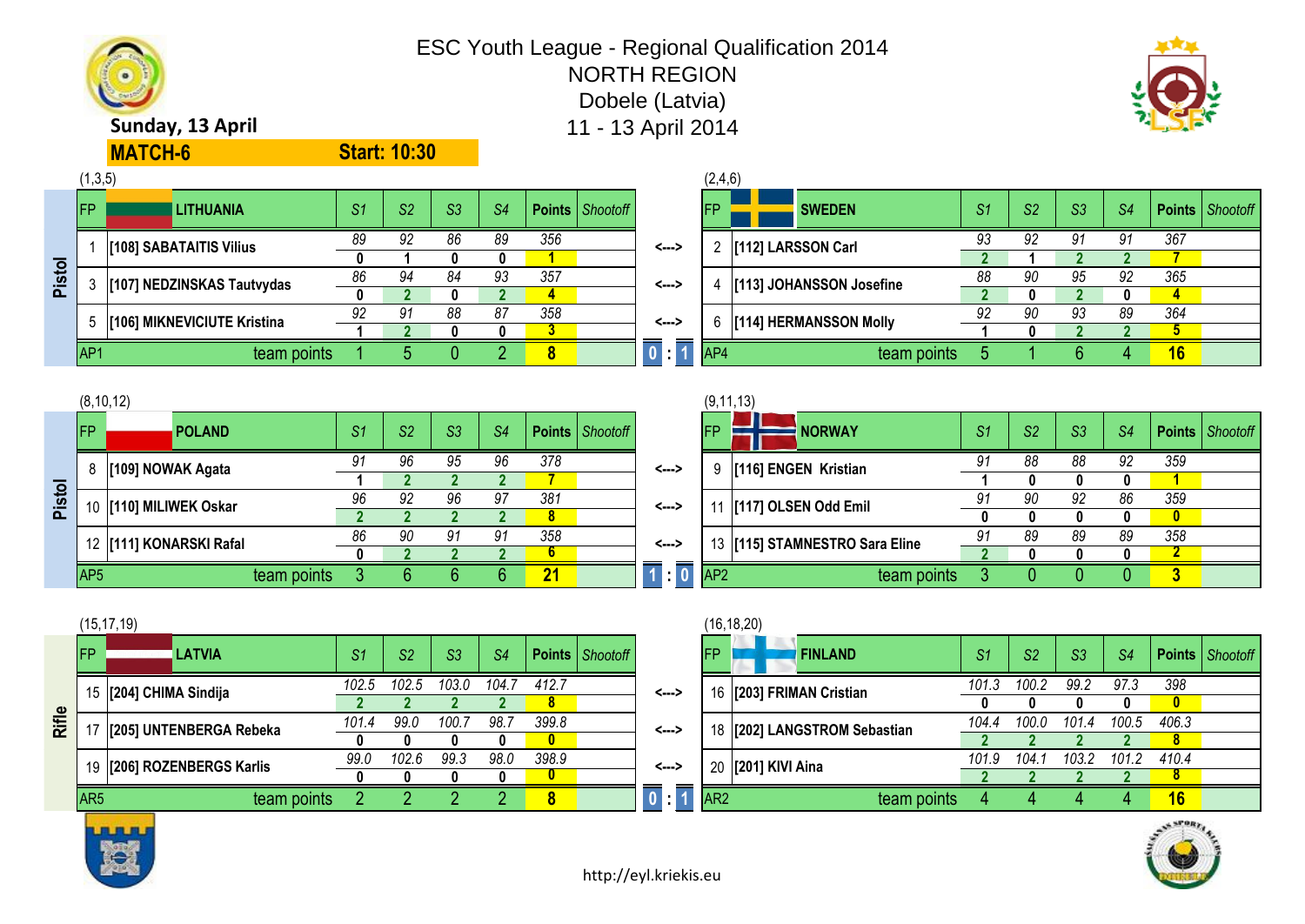# ESC Youth League - Regional Qualification 2014

## NORTH REGION

## Dobele (Latvia)

## 11 - 13 April 2014

**Sunday, 13 April**

**MATCH-6** | **Start: 10:30**

### Pistol

(1,3,5)

| FP | LITHUANIA | S1 | S2 | S3 | S4 | Points | Shootoff |
|---|---|---|---|---|---|---|---|
| 1 | [108] SABATAITIS Vilius | 89 | 92 | 86 | 89 | 356 | |
| | | 0 | 1 | 0 | 0 | 1 | |
| 3 | [107] NEDZINSKAS Tautvydas | 86 | 94 | 84 | 93 | 357 | |
| | | 0 | 2 | 0 | 2 | 4 | |
| 5 | [106] MIKNEVICIUTE Kristina | 92 | 91 | 88 | 87 | 358 | |
| | | 1 | 2 | 0 | 0 | 3 | |
| AP1 | team points | 1 | 5 | 0 | 2 | 8 | |

<---> **0 : 1**

(2,4,6)

| FP | SWEDEN | S1 | S2 | S3 | S4 | Points | Shootoff |
|---|---|---|---|---|---|---|---|
| 2 | [112] LARSSON Carl | 93 | 92 | 91 | 91 | 367 | |
| | | 2 | 1 | 2 | 2 | 7 | |
| 4 | [113] JOHANSSON Josefine | 88 | 90 | 95 | 92 | 365 | |
| | | 2 | 0 | 2 | 0 | 4 | |
| 6 | [114] HERMANSSON Molly | 92 | 90 | 93 | 89 | 364 | |
| | | 1 | 0 | 2 | 2 | 5 | |
| AP4 | team points | 5 | 1 | 6 | 4 | 16 | |

### Pistol

(8,10,12)

| FP | POLAND | S1 | S2 | S3 | S4 | Points | Shootoff |
|---|---|---|---|---|---|---|---|
| 8 | [109] NOWAK Agata | 91 | 96 | 95 | 96 | 378 | |
| | | 1 | 2 | 2 | 2 | 7 | |
| 10 | [110] MILIWEK Oskar | 96 | 92 | 96 | 97 | 381 | |
| | | 2 | 2 | 2 | 2 | 8 | |
| 12 | [111] KONARSKI Rafal | 86 | 90 | 91 | 91 | 358 | |
| | | 0 | 2 | 2 | 2 | 6 | |
| AP5 | team points | 3 | 6 | 6 | 6 | 21 | |

<---> **1 : 0**

(9,11,13)

| FP | NORWAY | S1 | S2 | S3 | S4 | Points | Shootoff |
|---|---|---|---|---|---|---|---|
| 9 | [116] ENGEN Kristian | 91 | 88 | 88 | 92 | 359 | |
| | | 1 | 0 | 0 | 0 | 1 | |
| 11 | [117] OLSEN Odd Emil | 91 | 90 | 92 | 86 | 359 | |
| | | 0 | 0 | 0 | 0 | 0 | |
| 13 | [115] STAMNESTRO Sara Eline | 91 | 89 | 89 | 89 | 358 | |
| | | 2 | 0 | 0 | 0 | 2 | |
| AP2 | team points | 3 | 0 | 0 | 0 | 3 | |

### Rifle

(15,17,19)

| FP | LATVIA | S1 | S2 | S3 | S4 | Points | Shootoff |
|---|---|---|---|---|---|---|---|
| 15 | [204] CHIMA Sindija | 102.5 | 102.5 | 103.0 | 104.7 | 412.7 | |
| | | 2 | 2 | 2 | 2 | 8 | |
| 17 | [205] UNTENBERGA Rebeka | 101.4 | 99.0 | 100.7 | 98.7 | 399.8 | |
| | | 0 | 0 | 0 | 0 | 0 | |
| 19 | [206] ROZENBERGS Karlis | 99.0 | 102.6 | 99.3 | 98.0 | 398.9 | |
| | | 0 | 0 | 0 | 0 | 0 | |
| AR5 | team points | 2 | 2 | 2 | 2 | 8 | |

<---> **0 : 1**

(16,18,20)

| FP | FINLAND | S1 | S2 | S3 | S4 | Points | Shootoff |
|---|---|---|---|---|---|---|---|
| 16 | [203] FRIMAN Cristian | 101.3 | 100.2 | 99.2 | 97.3 | 398 | |
| | | 0 | 0 | 0 | 0 | 0 | |
| 18 | [202] LANGSTROM Sebastian | 104.4 | 100.0 | 101.4 | 100.5 | 406.3 | |
| | | 2 | 2 | 2 | 2 | 8 | |
| 20 | [201] KIVI Aina | 101.9 | 104.1 | 103.2 | 101.2 | 410.4 | |
| | | 2 | 2 | 2 | 2 | 8 | |
| AR2 | team points | 4 | 4 | 4 | 4 | 16 | |

http://eyl.kriekis.eu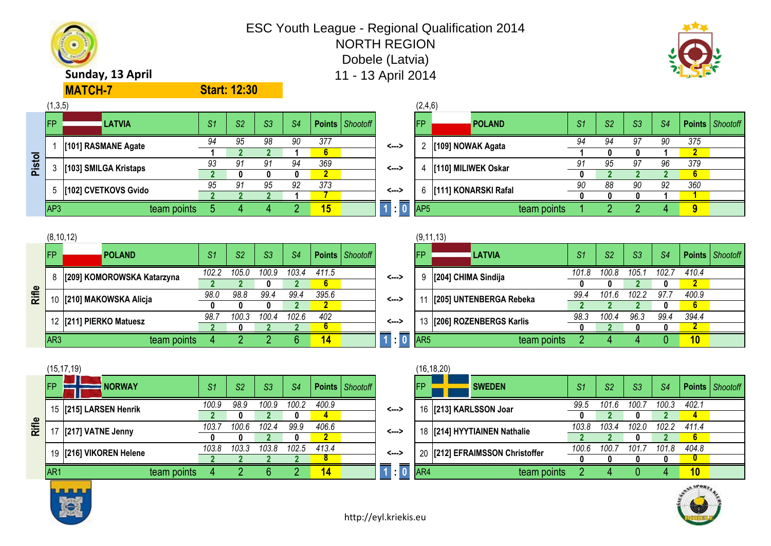# ESC Youth League - Regional Qualification 2014
## NORTH REGION
## Dobele (Latvia)
## 11 - 13 April 2014

**Sunday, 13 April**

**MATCH-7** **Start: 12:30**

### Pistol

(1,3,5) LATVIA — FP

| # | Name | S1 | S2 | S3 | S4 | Points | Shootoff |
|---|---|---|---|---|---|---|---|
| 1 | [101] RASMANE Agate | 94 | 95 | 98 | 90 | 377 | |
| | | 1 | 2 | 2 | 1 | 6 | |
| 3 | [103] SMILGA Kristaps | 93 | 91 | 91 | 94 | 369 | |
| | | 2 | 0 | 0 | 0 | 2 | |
| 5 | [102] CVETKOVS Gvido | 95 | 91 | 95 | 92 | 373 | |
| | | 2 | 2 | 2 | 1 | 7 | |
| AP3 | team points | 5 | 4 | 4 | 2 | 15 | |

1 : 0

(2,4,6) POLAND — FP

| # | Name | S1 | S2 | S3 | S4 | Points | Shootoff |
|---|---|---|---|---|---|---|---|
| 2 | [109] NOWAK Agata | 94 | 94 | 97 | 90 | 375 | |
| | | 1 | 0 | 0 | 1 | 2 | |
| 4 | [110] MILIWEK Oskar | 91 | 95 | 97 | 96 | 379 | |
| | | 0 | 2 | 2 | 2 | 6 | |
| 6 | [111] KONARSKI Rafal | 90 | 88 | 90 | 92 | 360 | |
| | | 0 | 0 | 0 | 1 | 1 | |
| AP5 | team points | 1 | 2 | 2 | 4 | 9 | |

### Rifle

(8,10,12) POLAND — FP

| # | Name | S1 | S2 | S3 | S4 | Points | Shootoff |
|---|---|---|---|---|---|---|---|
| 8 | [209] KOMOROWSKA Katarzyna | 102.2 | 105.0 | 100.9 | 103.4 | 411.5 | |
| | | 2 | 2 | 0 | 2 | 6 | |
| 10 | [210] MAKOWSKA Alicja | 98.0 | 98.8 | 99.4 | 99.4 | 395.6 | |
| | | 0 | 0 | 0 | 2 | 2 | |
| 12 | [211] PIERKO Matuesz | 98.7 | 100.3 | 100.4 | 102.6 | 402 | |
| | | 2 | 0 | 2 | 2 | 6 | |
| AR3 | team points | 4 | 2 | 2 | 6 | 14 | |

1 : 0

(9,11,13) LATVIA — FP

| # | Name | S1 | S2 | S3 | S4 | Points | Shootoff |
|---|---|---|---|---|---|---|---|
| 9 | [204] CHIMA Sindija | 101.8 | 100.8 | 105.1 | 102.7 | 410.4 | |
| | | 0 | 0 | 2 | 0 | 2 | |
| 11 | [205] UNTENBERGA Rebeka | 99.4 | 101.6 | 102.2 | 97.7 | 400.9 | |
| | | 2 | 2 | 2 | 0 | 6 | |
| 13 | [206] ROZENBERGS Karlis | 98.3 | 100.4 | 96.3 | 99.4 | 394.4 | |
| | | 0 | 2 | 0 | 0 | 2 | |
| AR5 | team points | 2 | 4 | 4 | 0 | 10 | |

### Rifle

(15,17,19) NORWAY — FP

| # | Name | S1 | S2 | S3 | S4 | Points | Shootoff |
|---|---|---|---|---|---|---|---|
| 15 | [215] LARSEN Henrik | 100.9 | 98.9 | 100.9 | 100.2 | 400.9 | |
| | | 2 | 0 | 2 | 0 | 4 | |
| 17 | [217] VATNE Jenny | 103.7 | 100.6 | 102.4 | 99.9 | 406.6 | |
| | | 0 | 0 | 2 | 0 | 2 | |
| 19 | [216] VIKOREN Helene | 103.8 | 103.3 | 103.8 | 102.5 | 413.4 | |
| | | 2 | 2 | 2 | 2 | 8 | |
| AR1 | team points | 4 | 2 | 6 | 2 | 14 | |

1 : 0

(16,18,20) SWEDEN — FP

| # | Name | S1 | S2 | S3 | S4 | Points | Shootoff |
|---|---|---|---|---|---|---|---|
| 16 | [213] KARLSSON Joar | 99.5 | 101.6 | 100.7 | 100.3 | 402.1 | |
| | | 0 | 2 | 0 | 2 | 4 | |
| 18 | [214] HYYTIAINEN Nathalie | 103.8 | 103.4 | 102.0 | 102.2 | 411.4 | |
| | | 2 | 2 | 0 | 2 | 6 | |
| 20 | [212] EFRAIMSSON Christoffer | 100.6 | 100.7 | 101.7 | 101.8 | 404.8 | |
| | | 0 | 0 | 0 | 0 | 0 | |
| AR4 | team points | 2 | 4 | 0 | 4 | 10 | |

http://eyl.kriekis.eu